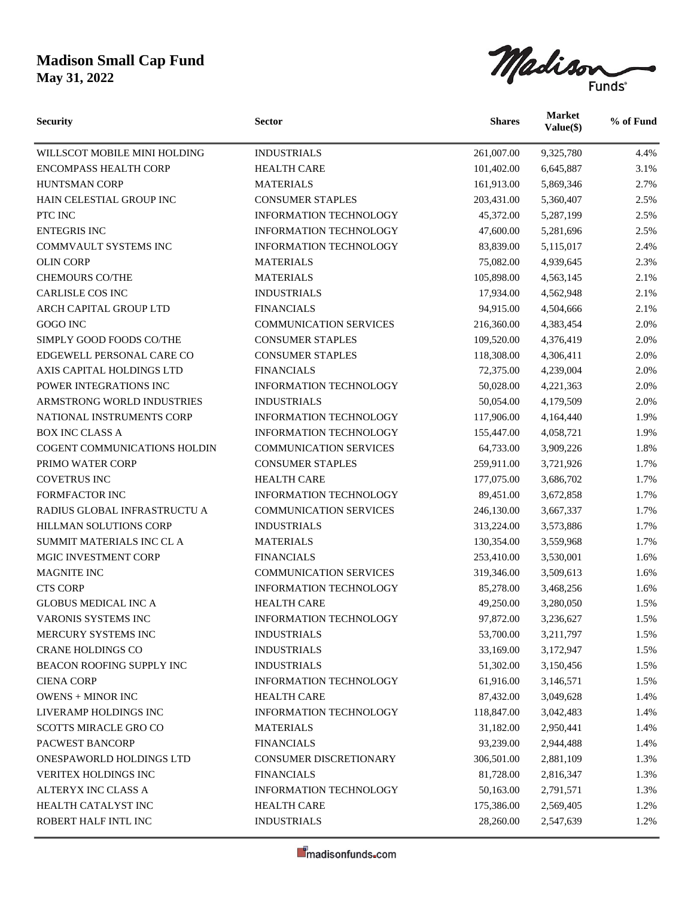# Madison Small Cap Fund

**May 31, 2022**

| Security | Sector | Shares | Market Value($) | % of Fund |
|---|---|---|---|---|
| WILLSCOT MOBILE MINI HOLDING | INDUSTRIALS | 261,007.00 | 9,325,780 | 4.4% |
| ENCOMPASS HEALTH CORP | HEALTH CARE | 101,402.00 | 6,645,887 | 3.1% |
| HUNTSMAN CORP | MATERIALS | 161,913.00 | 5,869,346 | 2.7% |
| HAIN CELESTIAL GROUP INC | CONSUMER STAPLES | 203,431.00 | 5,360,407 | 2.5% |
| PTC INC | INFORMATION TECHNOLOGY | 45,372.00 | 5,287,199 | 2.5% |
| ENTEGRIS INC | INFORMATION TECHNOLOGY | 47,600.00 | 5,281,696 | 2.5% |
| COMMVAULT SYSTEMS INC | INFORMATION TECHNOLOGY | 83,839.00 | 5,115,017 | 2.4% |
| OLIN CORP | MATERIALS | 75,082.00 | 4,939,645 | 2.3% |
| CHEMOURS CO/THE | MATERIALS | 105,898.00 | 4,563,145 | 2.1% |
| CARLISLE COS INC | INDUSTRIALS | 17,934.00 | 4,562,948 | 2.1% |
| ARCH CAPITAL GROUP LTD | FINANCIALS | 94,915.00 | 4,504,666 | 2.1% |
| GOGO INC | COMMUNICATION SERVICES | 216,360.00 | 4,383,454 | 2.0% |
| SIMPLY GOOD FOODS CO/THE | CONSUMER STAPLES | 109,520.00 | 4,376,419 | 2.0% |
| EDGEWELL PERSONAL CARE CO | CONSUMER STAPLES | 118,308.00 | 4,306,411 | 2.0% |
| AXIS CAPITAL HOLDINGS LTD | FINANCIALS | 72,375.00 | 4,239,004 | 2.0% |
| POWER INTEGRATIONS INC | INFORMATION TECHNOLOGY | 50,028.00 | 4,221,363 | 2.0% |
| ARMSTRONG WORLD INDUSTRIES | INDUSTRIALS | 50,054.00 | 4,179,509 | 2.0% |
| NATIONAL INSTRUMENTS CORP | INFORMATION TECHNOLOGY | 117,906.00 | 4,164,440 | 1.9% |
| BOX INC CLASS A | INFORMATION TECHNOLOGY | 155,447.00 | 4,058,721 | 1.9% |
| COGENT COMMUNICATIONS HOLDIN | COMMUNICATION SERVICES | 64,733.00 | 3,909,226 | 1.8% |
| PRIMO WATER CORP | CONSUMER STAPLES | 259,911.00 | 3,721,926 | 1.7% |
| COVETRUS INC | HEALTH CARE | 177,075.00 | 3,686,702 | 1.7% |
| FORMFACTOR INC | INFORMATION TECHNOLOGY | 89,451.00 | 3,672,858 | 1.7% |
| RADIUS GLOBAL INFRASTRUCTU A | COMMUNICATION SERVICES | 246,130.00 | 3,667,337 | 1.7% |
| HILLMAN SOLUTIONS CORP | INDUSTRIALS | 313,224.00 | 3,573,886 | 1.7% |
| SUMMIT MATERIALS INC CL A | MATERIALS | 130,354.00 | 3,559,968 | 1.7% |
| MGIC INVESTMENT CORP | FINANCIALS | 253,410.00 | 3,530,001 | 1.6% |
| MAGNITE INC | COMMUNICATION SERVICES | 319,346.00 | 3,509,613 | 1.6% |
| CTS CORP | INFORMATION TECHNOLOGY | 85,278.00 | 3,468,256 | 1.6% |
| GLOBUS MEDICAL INC A | HEALTH CARE | 49,250.00 | 3,280,050 | 1.5% |
| VARONIS SYSTEMS INC | INFORMATION TECHNOLOGY | 97,872.00 | 3,236,627 | 1.5% |
| MERCURY SYSTEMS INC | INDUSTRIALS | 53,700.00 | 3,211,797 | 1.5% |
| CRANE HOLDINGS CO | INDUSTRIALS | 33,169.00 | 3,172,947 | 1.5% |
| BEACON ROOFING SUPPLY INC | INDUSTRIALS | 51,302.00 | 3,150,456 | 1.5% |
| CIENA CORP | INFORMATION TECHNOLOGY | 61,916.00 | 3,146,571 | 1.5% |
| OWENS + MINOR INC | HEALTH CARE | 87,432.00 | 3,049,628 | 1.4% |
| LIVERAMP HOLDINGS INC | INFORMATION TECHNOLOGY | 118,847.00 | 3,042,483 | 1.4% |
| SCOTTS MIRACLE GRO CO | MATERIALS | 31,182.00 | 2,950,441 | 1.4% |
| PACWEST BANCORP | FINANCIALS | 93,239.00 | 2,944,488 | 1.4% |
| ONESPAWORLD HOLDINGS LTD | CONSUMER DISCRETIONARY | 306,501.00 | 2,881,109 | 1.3% |
| VERITEX HOLDINGS INC | FINANCIALS | 81,728.00 | 2,816,347 | 1.3% |
| ALTERYX INC CLASS A | INFORMATION TECHNOLOGY | 50,163.00 | 2,791,571 | 1.3% |
| HEALTH CATALYST INC | HEALTH CARE | 175,386.00 | 2,569,405 | 1.2% |
| ROBERT HALF INTL INC | INDUSTRIALS | 28,260.00 | 2,547,639 | 1.2% |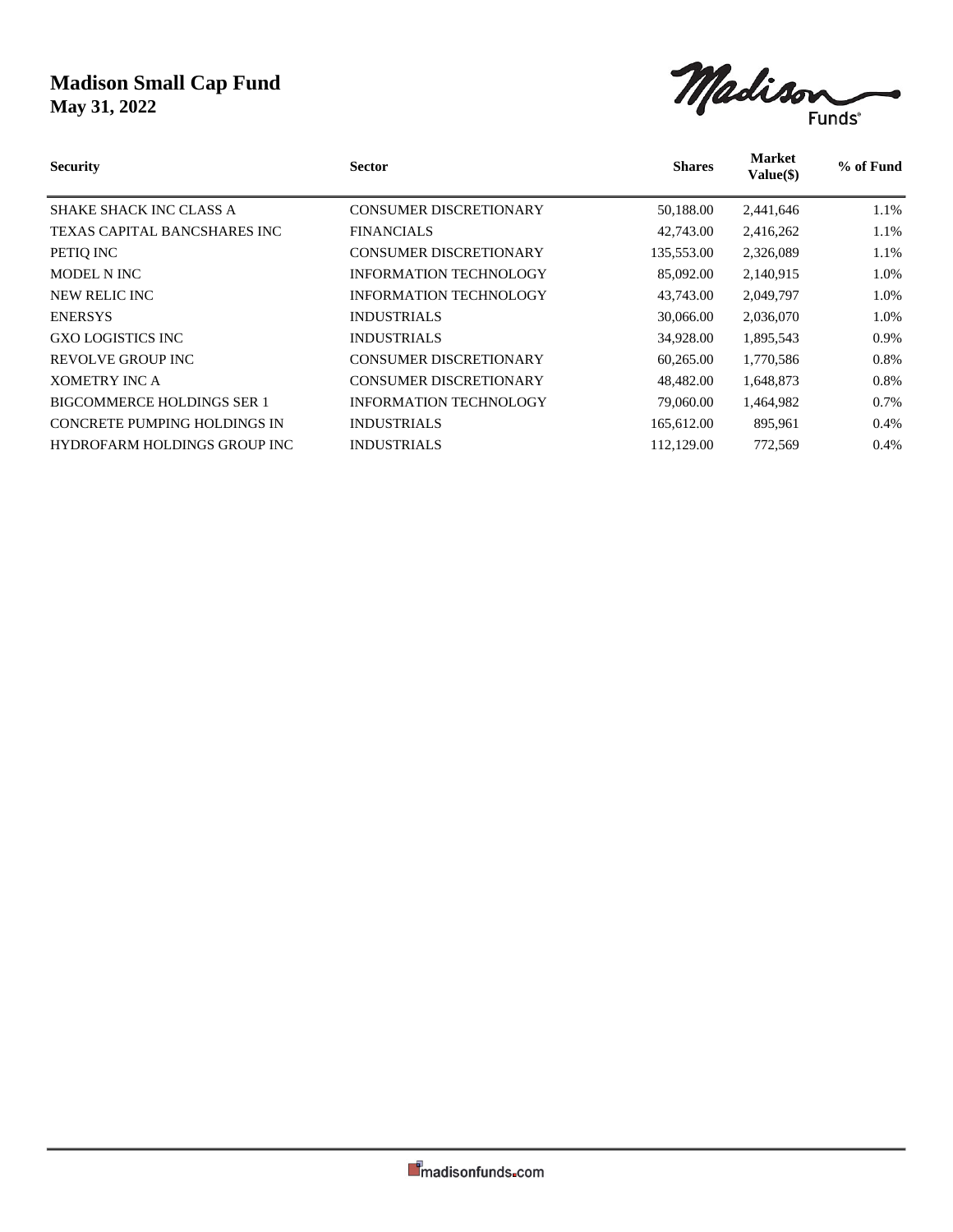**Madison Small Cap Fund**
**May 31, 2022**

| Security | Sector | Shares | Market Value($) | % of Fund |
|---|---|---|---|---|
| SHAKE SHACK INC CLASS A | CONSUMER DISCRETIONARY | 50,188.00 | 2,441,646 | 1.1% |
| TEXAS CAPITAL BANCSHARES INC | FINANCIALS | 42,743.00 | 2,416,262 | 1.1% |
| PETIQ INC | CONSUMER DISCRETIONARY | 135,553.00 | 2,326,089 | 1.1% |
| MODEL N INC | INFORMATION TECHNOLOGY | 85,092.00 | 2,140,915 | 1.0% |
| NEW RELIC INC | INFORMATION TECHNOLOGY | 43,743.00 | 2,049,797 | 1.0% |
| ENERSYS | INDUSTRIALS | 30,066.00 | 2,036,070 | 1.0% |
| GXO LOGISTICS INC | INDUSTRIALS | 34,928.00 | 1,895,543 | 0.9% |
| REVOLVE GROUP INC | CONSUMER DISCRETIONARY | 60,265.00 | 1,770,586 | 0.8% |
| XOMETRY INC A | CONSUMER DISCRETIONARY | 48,482.00 | 1,648,873 | 0.8% |
| BIGCOMMERCE HOLDINGS SER 1 | INFORMATION TECHNOLOGY | 79,060.00 | 1,464,982 | 0.7% |
| CONCRETE PUMPING HOLDINGS IN | INDUSTRIALS | 165,612.00 | 895,961 | 0.4% |
| HYDROFARM HOLDINGS GROUP INC | INDUSTRIALS | 112,129.00 | 772,569 | 0.4% |